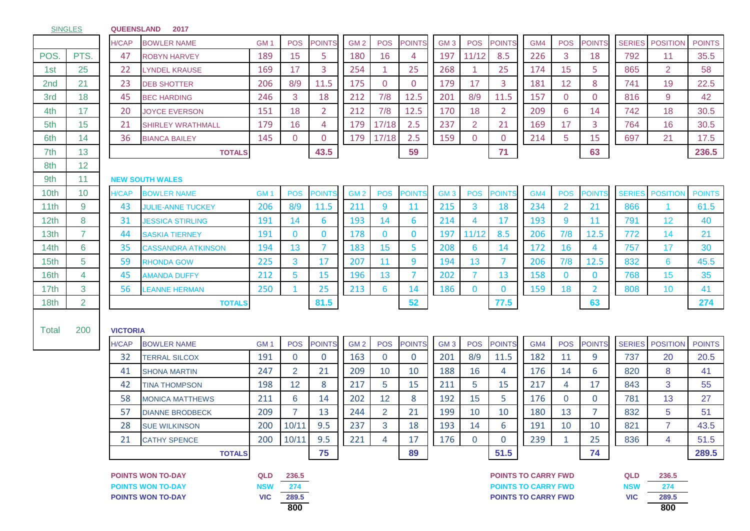SINGLES

| POS. | PTS. |
|---|---|
| 1st | 25 |
| 2nd | 21 |
| 3rd | 18 |
| 4th | 17 |
| 5th | 15 |
| 6th | 14 |
| 7th | 13 |
| 8th | 12 |
| 9th | 11 |
| 10th | 10 |
| 11th | 9 |
| 12th | 8 |
| 13th | 7 |
| 14th | 6 |
| 15th | 5 |
| 16th | 4 |
| 17th | 3 |
| 18th | 2 |
| Total | 200 |

**QUEENSLAND 2017**

| H/CAP | BOWLER NAME | GM 1 | POS | POINTS | GM 2 | POS | POINTS | GM 3 | POS | POINTS | GM4 | POS | POINTS | SERIES | POSITION | POINTS |
|---|---|---|---|---|---|---|---|---|---|---|---|---|---|---|---|---|
| 47 | ROBYN HARVEY | 189 | 15 | 5 | 180 | 16 | 4 | 197 | 11/12 | 8.5 | 226 | 3 | 18 | 792 | 11 | 35.5 |
| 22 | LYNDEL KRAUSE | 169 | 17 | 3 | 254 | 1 | 25 | 268 | 1 | 25 | 174 | 15 | 5 | 865 | 2 | 58 |
| 23 | DEB SHOTTER | 206 | 8/9 | 11.5 | 175 | 0 | 0 | 179 | 17 | 3 | 181 | 12 | 8 | 741 | 19 | 22.5 |
| 45 | BEC HARDING | 246 | 3 | 18 | 212 | 7/8 | 12.5 | 201 | 8/9 | 11.5 | 157 | 0 | 0 | 816 | 9 | 42 |
| 20 | JOYCE EVERSON | 151 | 18 | 2 | 212 | 7/8 | 12.5 | 170 | 18 | 2 | 209 | 6 | 14 | 742 | 18 | 30.5 |
| 21 | SHIRLEY WRATHMALL | 179 | 16 | 4 | 179 | 17/18 | 2.5 | 237 | 2 | 21 | 169 | 17 | 3 | 764 | 16 | 30.5 |
| 36 | BIANCA BAILEY | 145 | 0 | 0 | 179 | 17/18 | 2.5 | 159 | 0 | 0 | 214 | 5 | 15 | 697 | 21 | 17.5 |
| | TOTALS | | | 43.5 | | | 59 | | | 71 | | | 63 | | | 236.5 |

**NEW SOUTH WALES**

| H/CAP | BOWLER NAME | GM 1 | POS | POINTS | GM 2 | POS | POINTS | GM 3 | POS | POINTS | GM4 | POS | POINTS | SERIES | POSITION | POINTS |
|---|---|---|---|---|---|---|---|---|---|---|---|---|---|---|---|---|
| 43 | JULIE-ANNE TUCKEY | 206 | 8/9 | 11.5 | 211 | 9 | 11 | 215 | 3 | 18 | 234 | 2 | 21 | 866 | 1 | 61.5 |
| 31 | JESSICA STIRLING | 191 | 14 | 6 | 193 | 14 | 6 | 214 | 4 | 17 | 193 | 9 | 11 | 791 | 12 | 40 |
| 44 | SASKIA TIERNEY | 191 | 0 | 0 | 178 | 0 | 0 | 197 | 11/12 | 8.5 | 206 | 7/8 | 12.5 | 772 | 14 | 21 |
| 35 | CASSANDRA ATKINSON | 194 | 13 | 7 | 183 | 15 | 5 | 208 | 6 | 14 | 172 | 16 | 4 | 757 | 17 | 30 |
| 59 | RHONDA GOW | 225 | 3 | 17 | 207 | 11 | 9 | 194 | 13 | 7 | 206 | 7/8 | 12.5 | 832 | 6 | 45.5 |
| 45 | AMANDA DUFFY | 212 | 5 | 15 | 196 | 13 | 7 | 202 | 7 | 13 | 158 | 0 | 0 | 768 | 15 | 35 |
| 56 | LEANNE HERMAN | 250 | 1 | 25 | 213 | 6 | 14 | 186 | 0 | 0 | 159 | 18 | 2 | 808 | 10 | 41 |
| | TOTALS | | | 81.5 | | | 52 | | | 77.5 | | | 63 | | | 274 |

**VICTORIA**

| H/CAP | BOWLER NAME | GM 1 | POS | POINTS | GM 2 | POS | POINTS | GM 3 | POS | POINTS | GM4 | POS | POINTS | SERIES | POSITION | POINTS |
|---|---|---|---|---|---|---|---|---|---|---|---|---|---|---|---|---|
| 32 | TERRAL SILCOX | 191 | 0 | 0 | 163 | 0 | 0 | 201 | 8/9 | 11.5 | 182 | 11 | 9 | 737 | 20 | 20.5 |
| 41 | SHONA MARTIN | 247 | 2 | 21 | 209 | 10 | 10 | 188 | 16 | 4 | 176 | 14 | 6 | 820 | 8 | 41 |
| 42 | TINA THOMPSON | 198 | 12 | 8 | 217 | 5 | 15 | 211 | 5 | 15 | 217 | 4 | 17 | 843 | 3 | 55 |
| 58 | MONICA MATTHEWS | 211 | 6 | 14 | 202 | 12 | 8 | 192 | 15 | 5 | 176 | 0 | 0 | 781 | 13 | 27 |
| 57 | DIANNE BRODBECK | 209 | 7 | 13 | 244 | 2 | 21 | 199 | 10 | 10 | 180 | 13 | 7 | 832 | 5 | 51 |
| 28 | SUE WILKINSON | 200 | 10/11 | 9.5 | 237 | 3 | 18 | 193 | 14 | 6 | 191 | 10 | 10 | 821 | 7 | 43.5 |
| 21 | CATHY SPENCE | 200 | 10/11 | 9.5 | 221 | 4 | 17 | 176 | 0 | 0 | 239 | 1 | 25 | 836 | 4 | 51.5 |
| | TOTALS | | | 75 | | | 89 | | | 51.5 | | | 74 | | | 289.5 |

| | | |
|---|---|---|
| POINTS WON TO-DAY | QLD | 236.5 |
| POINTS WON TO-DAY | NSW | 274 |
| POINTS WON TO-DAY | VIC | 289.5 |
| | | 800 |

| | | |
|---|---|---|
| POINTS TO CARRY FWD | QLD | 236.5 |
| POINTS TO CARRY FWD | NSW | 274 |
| POINTS TO CARRY FWD | VIC | 289.5 |
| | | 800 |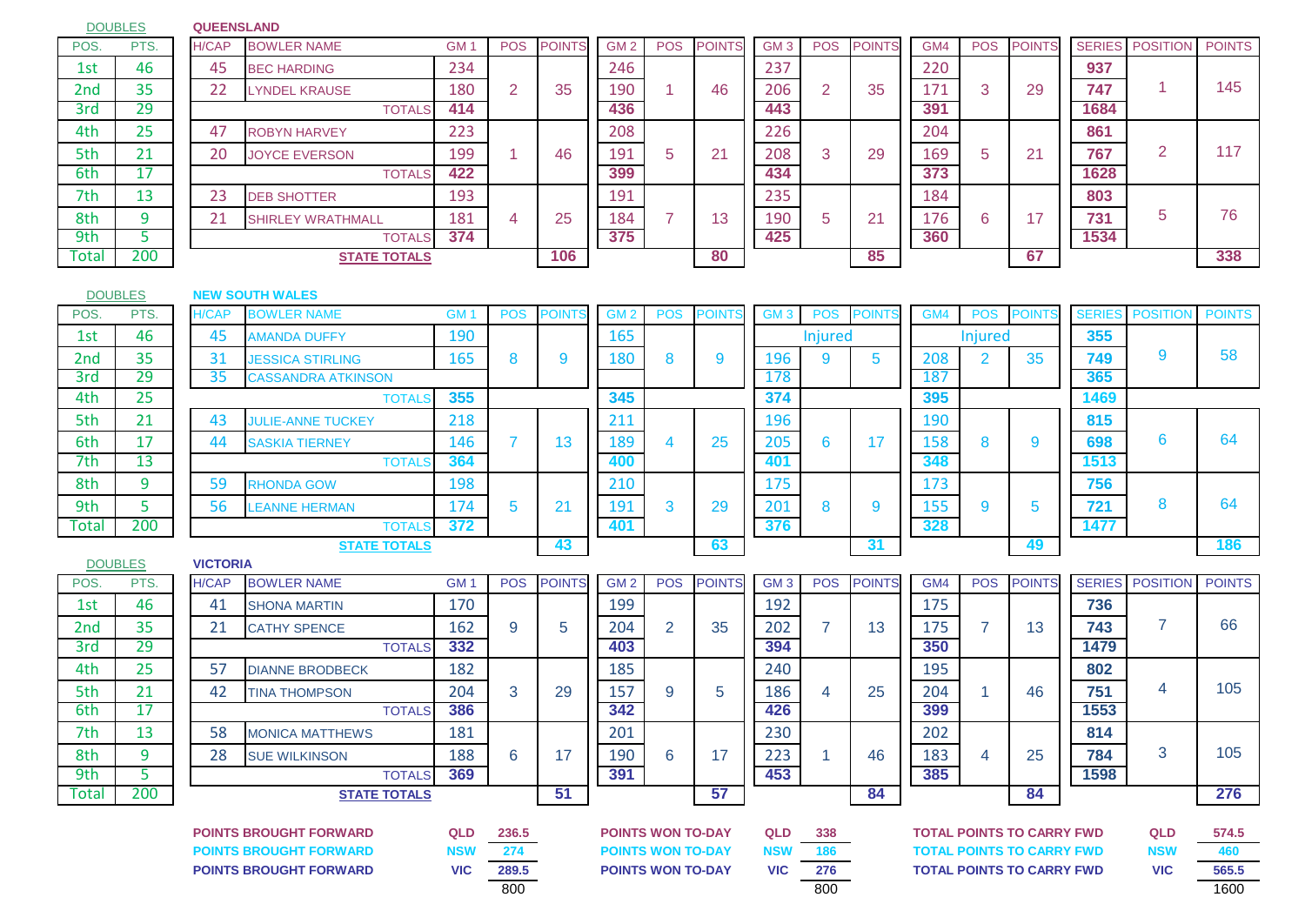## QUEENSLAND

| DOUBLES POS. | PTS. |
|---|---|
| 1st | 46 |
| 2nd | 35 |
| 3rd | 29 |
| 4th | 25 |
| 5th | 21 |
| 6th | 17 |
| 7th | 13 |
| 8th | 9 |
| 9th | 5 |
| Total | 200 |

| H/CAP | BOWLER NAME | GM 1 | POS | POINTS | GM 2 | POS | POINTS | GM 3 | POS | POINTS | GM4 | POS | POINTS | SERIES | POSITION | POINTS |
|---|---|---|---|---|---|---|---|---|---|---|---|---|---|---|---|---|
| 45 | BEC HARDING | 234 | | | 246 | | | 237 | | | 220 | | | 937 | | |
| 22 | LYNDEL KRAUSE | 180 | 2 | 35 | 190 | 1 | 46 | 206 | 2 | 35 | 171 | 3 | 29 | 747 | 1 | 145 |
| | TOTALS | 414 | | | 436 | | | 443 | | | 391 | | | 1684 | | |
| 47 | ROBYN HARVEY | 223 | | | 208 | | | 226 | | | 204 | | | 861 | | |
| 20 | JOYCE EVERSON | 199 | 1 | 46 | 191 | 5 | 21 | 208 | 3 | 29 | 169 | 5 | 21 | 767 | 2 | 117 |
| | TOTALS | 422 | | | 399 | | | 434 | | | 373 | | | 1628 | | |
| 23 | DEB SHOTTER | 193 | | | 191 | | | 235 | | | 184 | | | 803 | | |
| 21 | SHIRLEY WRATHMALL | 181 | 4 | 25 | 184 | 7 | 13 | 190 | 5 | 21 | 176 | 6 | 17 | 731 | 5 | 76 |
| | TOTALS | 374 | | | 375 | | | 425 | | | 360 | | | 1534 | | |
| | STATE TOTALS | | | 106 | | | 80 | | | 85 | | | 67 | | | 338 |

## NEW SOUTH WALES

| DOUBLES POS. | PTS. |
|---|---|
| 1st | 46 |
| 2nd | 35 |
| 3rd | 29 |
| 4th | 25 |
| 5th | 21 |
| 6th | 17 |
| 7th | 13 |
| 8th | 9 |
| 9th | 5 |
| Total | 200 |

| H/CAP | BOWLER NAME | GM 1 | POS | POINTS | GM 2 | POS | POINTS | GM 3 | POS | POINTS | GM4 | POS | POINTS | SERIES | POSITION | POINTS |
|---|---|---|---|---|---|---|---|---|---|---|---|---|---|---|---|---|
| 45 | AMANDA DUFFY | 190 | | | 165 | | | Injured | | | Injured | | | 355 | | |
| 31 | JESSICA STIRLING | 165 | 8 | 9 | 180 | 8 | 9 | 196 | 9 | 5 | 208 | 2 | 35 | 749 | 9 | 58 |
| 35 | CASSANDRA ATKINSON | | | | | | | 178 | | | 187 | | | 365 | | |
| | TOTALS | 355 | | | 345 | | | 374 | | | 395 | | | 1469 | | |
| 43 | JULIE-ANNE TUCKEY | 218 | | | 211 | | | 196 | | | 190 | | | 815 | | |
| 44 | SASKIA TIERNEY | 146 | 7 | 13 | 189 | 4 | 25 | 205 | 6 | 17 | 158 | 8 | 9 | 698 | 6 | 64 |
| | TOTALS | 364 | | | 400 | | | 401 | | | 348 | | | 1513 | | |
| 59 | RHONDA GOW | 198 | | | 210 | | | 175 | | | 173 | | | 756 | | |
| 56 | LEANNE HERMAN | 174 | 5 | 21 | 191 | 3 | 29 | 201 | 8 | 9 | 155 | 9 | 5 | 721 | 8 | 64 |
| | TOTALS | 372 | | | 401 | | | 376 | | | 328 | | | 1477 | | |
| | STATE TOTALS | | | 43 | | | 63 | | | 31 | | | 49 | | | 186 |

## VICTORIA

| DOUBLES POS. | PTS. |
|---|---|
| 1st | 46 |
| 2nd | 35 |
| 3rd | 29 |
| 4th | 25 |
| 5th | 21 |
| 6th | 17 |
| 7th | 13 |
| 8th | 9 |
| 9th | 5 |
| Total | 200 |

| H/CAP | BOWLER NAME | GM 1 | POS | POINTS | GM 2 | POS | POINTS | GM 3 | POS | POINTS | GM4 | POS | POINTS | SERIES | POSITION | POINTS |
|---|---|---|---|---|---|---|---|---|---|---|---|---|---|---|---|---|
| 41 | SHONA MARTIN | 170 | | | 199 | | | 192 | | | 175 | | | 736 | | |
| 21 | CATHY SPENCE | 162 | 9 | 5 | 204 | 2 | 35 | 202 | 7 | 13 | 175 | 7 | 13 | 743 | 7 | 66 |
| | TOTALS | 332 | | | 403 | | | 394 | | | 350 | | | 1479 | | |
| 57 | DIANNE BRODBECK | 182 | | | 185 | | | 240 | | | 195 | | | 802 | | |
| 42 | TINA THOMPSON | 204 | 3 | 29 | 157 | 9 | 5 | 186 | 4 | 25 | 204 | 1 | 46 | 751 | 4 | 105 |
| | TOTALS | 386 | | | 342 | | | 426 | | | 399 | | | 1553 | | |
| 58 | MONICA MATTHEWS | 181 | | | 201 | | | 230 | | | 202 | | | 814 | | |
| 28 | SUE WILKINSON | 188 | 6 | 17 | 190 | 6 | 17 | 223 | 1 | 46 | 183 | 4 | 25 | 784 | 3 | 105 |
| | TOTALS | 369 | | | 391 | | | 453 | | | 385 | | | 1598 | | |
| | STATE TOTALS | | | 51 | | | 57 | | | 84 | | | 84 | | | 276 |

| | | | | | | | | |
|---|---|---|---|---|---|---|---|---|
| POINTS BROUGHT FORWARD | QLD | 236.5 | POINTS WON TO-DAY | QLD | 338 | TOTAL POINTS TO CARRY FWD | QLD | 574.5 |
| POINTS BROUGHT FORWARD | NSW | 274 | POINTS WON TO-DAY | NSW | 186 | TOTAL POINTS TO CARRY FWD | NSW | 460 |
| POINTS BROUGHT FORWARD | VIC | 289.5 | POINTS WON TO-DAY | VIC | 276 | TOTAL POINTS TO CARRY FWD | VIC | 565.5 |
| | | 800 | | | 800 | | | 1600 |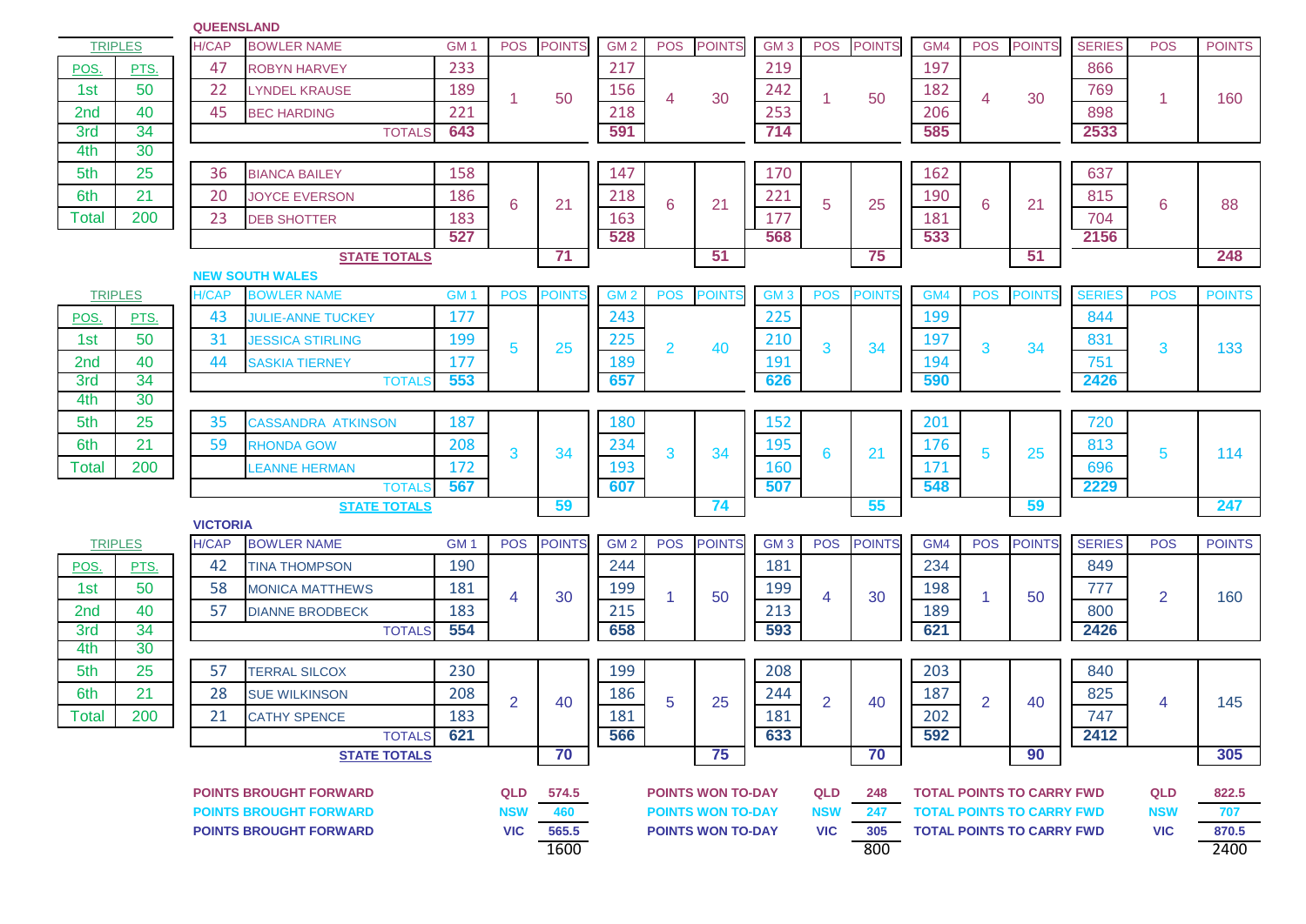## QUEENSLAND

| TRIPLES | |
|---|---|
| POS. | PTS. |
| 1st | 50 |
| 2nd | 40 |
| 3rd | 34 |
| 4th | 30 |
| 5th | 25 |
| 6th | 21 |
| Total | 200 |

| H/CAP | BOWLER NAME | GM 1 | POS | POINTS | GM 2 | POS | POINTS | GM 3 | POS | POINTS | GM4 | POS | POINTS | SERIES | POS | POINTS |
|---|---|---|---|---|---|---|---|---|---|---|---|---|---|---|---|---|
| 47 | ROBYN HARVEY | 233 | 1 | 50 | 217 | 4 | 30 | 219 | 1 | 50 | 197 | 4 | 30 | 866 | 1 | 160 |
| 22 | LYNDEL KRAUSE | 189 | | | 156 | | | 242 | | | 182 | | | 769 | | |
| 45 | BEC HARDING | 221 | | | 218 | | | 253 | | | 206 | | | 898 | | |
| | TOTALS | 643 | | | 591 | | | 714 | | | 585 | | | 2533 | | |
| 36 | BIANCA BAILEY | 158 | 6 | 21 | 147 | 6 | 21 | 170 | 5 | 25 | 162 | 6 | 21 | 637 | 6 | 88 |
| 20 | JOYCE EVERSON | 186 | | | 218 | | | 221 | | | 190 | | | 815 | | |
| 23 | DEB SHOTTER | 183 | | | 163 | | | 177 | | | 181 | | | 704 | | |
| | | 527 | | | 528 | | | 568 | | | 533 | | | 2156 | | |
| | STATE TOTALS | | | 71 | | | 51 | | | 75 | | | 51 | | | 248 |

## NEW SOUTH WALES

| TRIPLES | |
|---|---|
| POS. | PTS. |
| 1st | 50 |
| 2nd | 40 |
| 3rd | 34 |
| 4th | 30 |
| 5th | 25 |
| 6th | 21 |
| Total | 200 |

| H/CAP | BOWLER NAME | GM 1 | POS | POINTS | GM 2 | POS | POINTS | GM 3 | POS | POINTS | GM4 | POS | POINTS | SERIES | POS | POINTS |
|---|---|---|---|---|---|---|---|---|---|---|---|---|---|---|---|---|
| 43 | JULIE-ANNE TUCKEY | 177 | 5 | 25 | 243 | 2 | 40 | 225 | 3 | 34 | 199 | 3 | 34 | 844 | 3 | 133 |
| 31 | JESSICA STIRLING | 199 | | | 225 | | | 210 | | | 197 | | | 831 | | |
| 44 | SASKIA TIERNEY | 177 | | | 189 | | | 191 | | | 194 | | | 751 | | |
| | TOTALS | 553 | | | 657 | | | 626 | | | 590 | | | 2426 | | |
| 35 | CASSANDRA ATKINSON | 187 | 3 | 34 | 180 | 3 | 34 | 152 | 6 | 21 | 201 | 5 | 25 | 720 | 5 | 114 |
| 59 | RHONDA GOW | 208 | | | 234 | | | 195 | | | 176 | | | 813 | | |
| | LEANNE HERMAN | 172 | | | 193 | | | 160 | | | 171 | | | 696 | | |
| | TOTALS | 567 | | | 607 | | | 507 | | | 548 | | | 2229 | | |
| | STATE TOTALS | | | 59 | | | 74 | | | 55 | | | 59 | | | 247 |

## VICTORIA

| TRIPLES | |
|---|---|
| POS. | PTS. |
| 1st | 50 |
| 2nd | 40 |
| 3rd | 34 |
| 4th | 30 |
| 5th | 25 |
| 6th | 21 |
| Total | 200 |

| H/CAP | BOWLER NAME | GM 1 | POS | POINTS | GM 2 | POS | POINTS | GM 3 | POS | POINTS | GM4 | POS | POINTS | SERIES | POS | POINTS |
|---|---|---|---|---|---|---|---|---|---|---|---|---|---|---|---|---|
| 42 | TINA THOMPSON | 190 | 4 | 30 | 244 | 1 | 50 | 181 | 4 | 30 | 234 | 1 | 50 | 849 | 2 | 160 |
| 58 | MONICA MATTHEWS | 181 | | | 199 | | | 199 | | | 198 | | | 777 | | |
| 57 | DIANNE BRODBECK | 183 | | | 215 | | | 213 | | | 189 | | | 800 | | |
| | TOTALS | 554 | | | 658 | | | 593 | | | 621 | | | 2426 | | |
| 57 | TERRAL SILCOX | 230 | 2 | 40 | 199 | 5 | 25 | 208 | 2 | 40 | 203 | 2 | 40 | 840 | 4 | 145 |
| 28 | SUE WILKINSON | 208 | | | 186 | | | 244 | | | 187 | | | 825 | | |
| 21 | CATHY SPENCE | 183 | | | 181 | | | 181 | | | 202 | | | 747 | | |
| | TOTALS | 621 | | | 566 | | | 633 | | | 592 | | | 2412 | | |
| | STATE TOTALS | | | 70 | | | 75 | | | 70 | | | 90 | | | 305 |

| | | | | | | | | |
|---|---|---|---|---|---|---|---|---|
| POINTS BROUGHT FORWARD | QLD | 574.5 | POINTS WON TO-DAY | QLD | 248 | TOTAL POINTS TO CARRY FWD | QLD | 822.5 |
| POINTS BROUGHT FORWARD | NSW | 460 | POINTS WON TO-DAY | NSW | 247 | TOTAL POINTS TO CARRY FWD | NSW | 707 |
| POINTS BROUGHT FORWARD | VIC | 565.5 | POINTS WON TO-DAY | VIC | 305 | TOTAL POINTS TO CARRY FWD | VIC | 870.5 |
| | | 1600 | | | 800 | | | 2400 |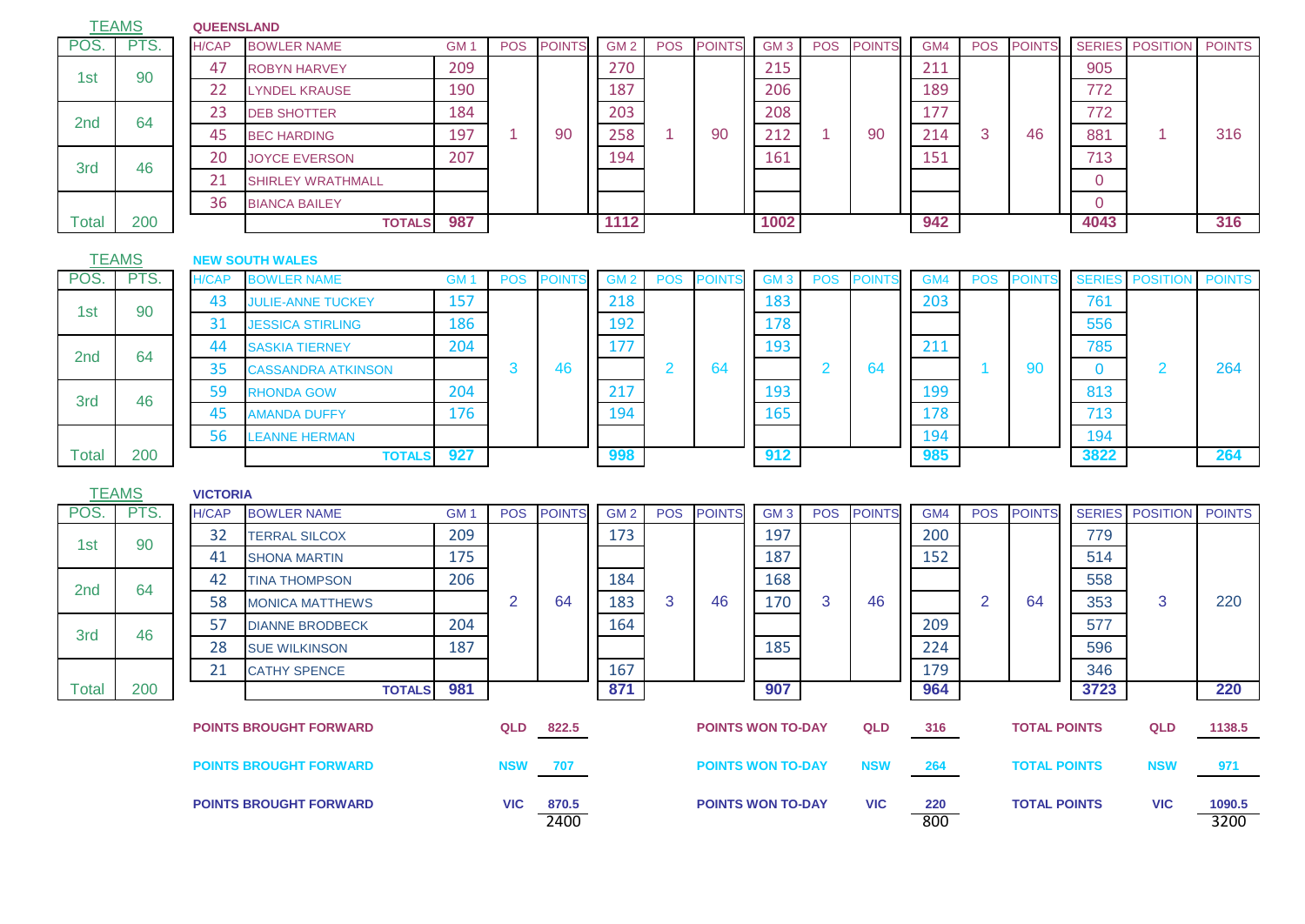## TEAMS

| POS. | PTS. |
|---|---|
| 1st | 90 |
| 2nd | 64 |
| 3rd | 46 |
| Total | 200 |

### QUEENSLAND

| H/CAP | BOWLER NAME | GM 1 | POS | POINTS | GM 2 | POS | POINTS | GM 3 | POS | POINTS | GM4 | POS | POINTS | SERIES | POSITION | POINTS |
|---|---|---|---|---|---|---|---|---|---|---|---|---|---|---|---|---|
| 47 | ROBYN HARVEY | 209 | | | 270 | | | 215 | | | 211 | | | 905 | | |
| 22 | LYNDEL KRAUSE | 190 | | | 187 | | | 206 | | | 189 | | | 772 | | |
| 23 | DEB SHOTTER | 184 | | | 203 | | | 208 | | | 177 | | | 772 | | |
| 45 | BEC HARDING | 197 | 1 | 90 | 258 | 1 | 90 | 212 | 1 | 90 | 214 | 3 | 46 | 881 | 1 | 316 |
| 20 | JOYCE EVERSON | 207 | | | 194 | | | 161 | | | 151 | | | 713 | | |
| 21 | SHIRLEY WRATHMALL | | | | | | | | | | | | | 0 | | |
| 36 | BIANCA BAILEY | | | | | | | | | | | | | 0 | | |
| | TOTALS | 987 | | | 1112 | | | 1002 | | | 942 | | | 4043 | | 316 |

## TEAMS

| POS. | PTS. |
|---|---|
| 1st | 90 |
| 2nd | 64 |
| 3rd | 46 |
| Total | 200 |

### NEW SOUTH WALES

| H/CAP | BOWLER NAME | GM 1 | POS | POINTS | GM 2 | POS | POINTS | GM 3 | POS | POINTS | GM4 | POS | POINTS | SERIES | POSITION | POINTS |
|---|---|---|---|---|---|---|---|---|---|---|---|---|---|---|---|---|
| 43 | JULIE-ANNE TUCKEY | 157 | | | 218 | | | 183 | | | 203 | | | 761 | | |
| 31 | JESSICA STIRLING | 186 | | | 192 | | | 178 | | | | | | 556 | | |
| 44 | SASKIA TIERNEY | 204 | | | 177 | | | 193 | | | 211 | | | 785 | | |
| 35 | CASSANDRA ATKINSON | | 3 | 46 | | 2 | 64 | | 2 | 64 | | 1 | 90 | 0 | 2 | 264 |
| 59 | RHONDA GOW | 204 | | | 217 | | | 193 | | | 199 | | | 813 | | |
| 45 | AMANDA DUFFY | 176 | | | 194 | | | 165 | | | 178 | | | 713 | | |
| 56 | LEANNE HERMAN | | | | | | | | | | 194 | | | 194 | | |
| | TOTALS | 927 | | | 998 | | | 912 | | | 985 | | | 3822 | | 264 |

## TEAMS

| POS. | PTS. |
|---|---|
| 1st | 90 |
| 2nd | 64 |
| 3rd | 46 |
| Total | 200 |

### VICTORIA

| H/CAP | BOWLER NAME | GM 1 | POS | POINTS | GM 2 | POS | POINTS | GM 3 | POS | POINTS | GM4 | POS | POINTS | SERIES | POSITION | POINTS |
|---|---|---|---|---|---|---|---|---|---|---|---|---|---|---|---|---|
| 32 | TERRAL SILCOX | 209 | | | 173 | | | 197 | | | 200 | | | 779 | | |
| 41 | SHONA MARTIN | 175 | | | | | | 187 | | | 152 | | | 514 | | |
| 42 | TINA THOMPSON | 206 | | | 184 | | | 168 | | | | | | 558 | | |
| 58 | MONICA MATTHEWS | | 2 | 64 | 183 | 3 | 46 | 170 | 3 | 46 | | 2 | 64 | 353 | 3 | 220 |
| 57 | DIANNE BRODBECK | 204 | | | 164 | | | | | | 209 | | | 577 | | |
| 28 | SUE WILKINSON | 187 | | | | | | 185 | | | 224 | | | 596 | | |
| 21 | CATHY SPENCE | | | | 167 | | | | | | 179 | | | 346 | | |
| | TOTALS | 981 | | | 871 | | | 907 | | | 964 | | | 3723 | | 220 |

| | | | | | | | | |
|---|---|---|---|---|---|---|---|---|
| POINTS BROUGHT FORWARD | QLD | 822.5 | POINTS WON TO-DAY | QLD | 316 | TOTAL POINTS | QLD | 1138.5 |
| POINTS BROUGHT FORWARD | NSW | 707 | POINTS WON TO-DAY | NSW | 264 | TOTAL POINTS | NSW | 971 |
| POINTS BROUGHT FORWARD | VIC | 870.5 | POINTS WON TO-DAY | VIC | 220 | TOTAL POINTS | VIC | 1090.5 |
| | | 2400 | | | 800 | | | 3200 |